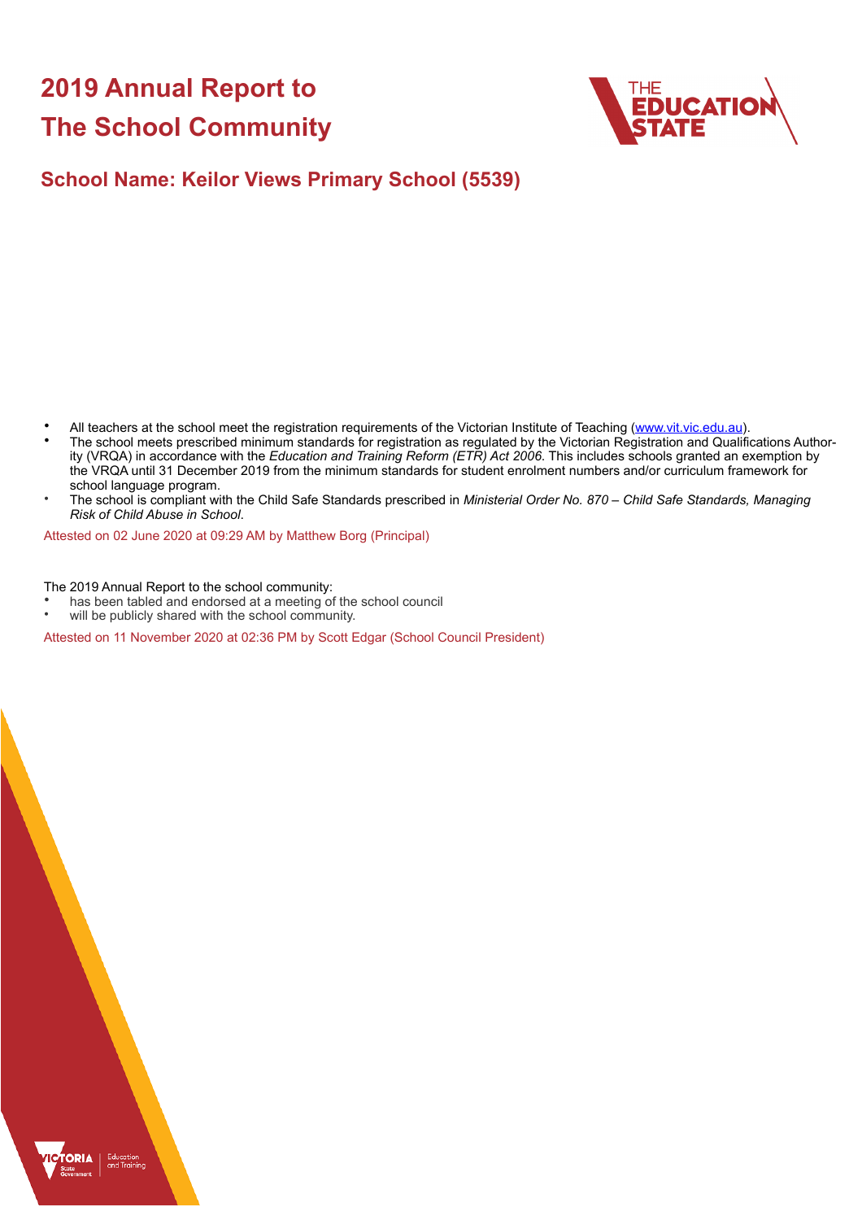# 2019 Annual Report to The School Community

## School Name: Keilor Views Primary School (5539)

- All teachers at the school meet the registration requirements of the Victorian Institute of Teaching (www.vit.vic.edu.au).
- The school meets prescribed minimum standards for registration as regulated by the Victorian Registration and Qualifications Authority (VRQA) in accordance with the *Education and Training Reform (ETR) Act 2006*. This includes schools granted an exemption by the VRQA until 31 December 2019 from the minimum standards for student enrolment numbers and/or curriculum framework for school language program.
- The school is compliant with the Child Safe Standards prescribed in *Ministerial Order No. 870 – Child Safe Standards, Managing Risk of Child Abuse in School*.

Attested on 02 June 2020 at 09:29 AM by Matthew Borg (Principal)

The 2019 Annual Report to the school community:

- has been tabled and endorsed at a meeting of the school council
- will be publicly shared with the school community.

Attested on 11 November 2020 at 02:36 PM by Scott Edgar (School Council President)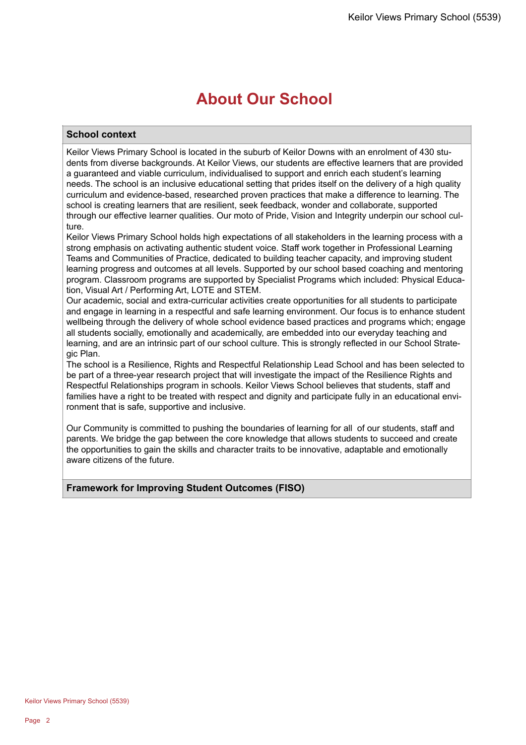# About Our School

## School context

Keilor Views Primary School is located in the suburb of Keilor Downs with an enrolment of 430 students from diverse backgrounds. At Keilor Views, our students are effective learners that are provided a guaranteed and viable curriculum, individualised to support and enrich each student's learning needs. The school is an inclusive educational setting that prides itself on the delivery of a high quality curriculum and evidence-based, researched proven practices that make a difference to learning. The school is creating learners that are resilient, seek feedback, wonder and collaborate, supported through our effective learner qualities. Our moto of Pride, Vision and Integrity underpin our school culture.
Keilor Views Primary School holds high expectations of all stakeholders in the learning process with a strong emphasis on activating authentic student voice. Staff work together in Professional Learning Teams and Communities of Practice, dedicated to building teacher capacity, and improving student learning progress and outcomes at all levels. Supported by our school based coaching and mentoring program. Classroom programs are supported by Specialist Programs which included: Physical Education, Visual Art / Performing Art, LOTE and STEM.
Our academic, social and extra-curricular activities create opportunities for all students to participate and engage in learning in a respectful and safe learning environment. Our focus is to enhance student wellbeing through the delivery of whole school evidence based practices and programs which; engage all students socially, emotionally and academically, are embedded into our everyday teaching and learning, and are an intrinsic part of our school culture. This is strongly reflected in our School Strategic Plan.
The school is a Resilience, Rights and Respectful Relationship Lead School and has been selected to be part of a three-year research project that will investigate the impact of the Resilience Rights and Respectful Relationships program in schools. Keilor Views School believes that students, staff and families have a right to be treated with respect and dignity and participate fully in an educational environment that is safe, supportive and inclusive.

Our Community is committed to pushing the boundaries of learning for all of our students, staff and parents. We bridge the gap between the core knowledge that allows students to succeed and create the opportunities to gain the skills and character traits to be innovative, adaptable and emotionally aware citizens of the future.

## Framework for Improving Student Outcomes (FISO)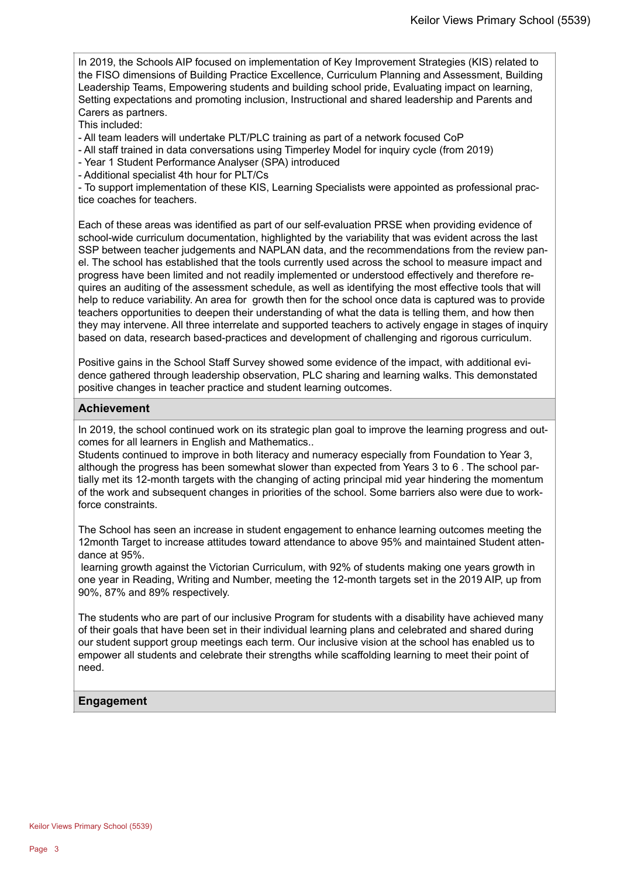In 2019, the Schools AIP focused on implementation of Key Improvement Strategies (KIS) related to the FISO dimensions of Building Practice Excellence, Curriculum Planning and Assessment, Building Leadership Teams, Empowering students and building school pride, Evaluating impact on learning, Setting expectations and promoting inclusion, Instructional and shared leadership and Parents and Carers as partners.

This included:

- All team leaders will undertake PLT/PLC training as part of a network focused CoP
- All staff trained in data conversations using Timperley Model for inquiry cycle (from 2019)
- Year 1 Student Performance Analyser (SPA) introduced
- Additional specialist 4th hour for PLT/Cs
- To support implementation of these KIS, Learning Specialists were appointed as professional practice coaches for teachers.

Each of these areas was identified as part of our self-evaluation PRSE when providing evidence of school-wide curriculum documentation, highlighted by the variability that was evident across the last SSP between teacher judgements and NAPLAN data, and the recommendations from the review panel. The school has established that the tools currently used across the school to measure impact and progress have been limited and not readily implemented or understood effectively and therefore requires an auditing of the assessment schedule, as well as identifying the most effective tools that will help to reduce variability. An area for growth then for the school once data is captured was to provide teachers opportunities to deepen their understanding of what the data is telling them, and how then they may intervene. All three interrelate and supported teachers to actively engage in stages of inquiry based on data, research based-practices and development of challenging and rigorous curriculum.

Positive gains in the School Staff Survey showed some evidence of the impact, with additional evidence gathered through leadership observation, PLC sharing and learning walks. This demonstated positive changes in teacher practice and student learning outcomes.

## Achievement

In 2019, the school continued work on its strategic plan goal to improve the learning progress and outcomes for all learners in English and Mathematics..

Students continued to improve in both literacy and numeracy especially from Foundation to Year 3, although the progress has been somewhat slower than expected from Years 3 to 6 . The school partially met its 12-month targets with the changing of acting principal mid year hindering the momentum of the work and subsequent changes in priorities of the school. Some barriers also were due to workforce constraints.

The School has seen an increase in student engagement to enhance learning outcomes meeting the 12month Target to increase attitudes toward attendance to above 95% and maintained Student attendance at 95%.

learning growth against the Victorian Curriculum, with 92% of students making one years growth in one year in Reading, Writing and Number, meeting the 12-month targets set in the 2019 AIP, up from 90%, 87% and 89% respectively.

The students who are part of our inclusive Program for students with a disability have achieved many of their goals that have been set in their individual learning plans and celebrated and shared during our student support group meetings each term. Our inclusive vision at the school has enabled us to empower all students and celebrate their strengths while scaffolding learning to meet their point of need.

## Engagement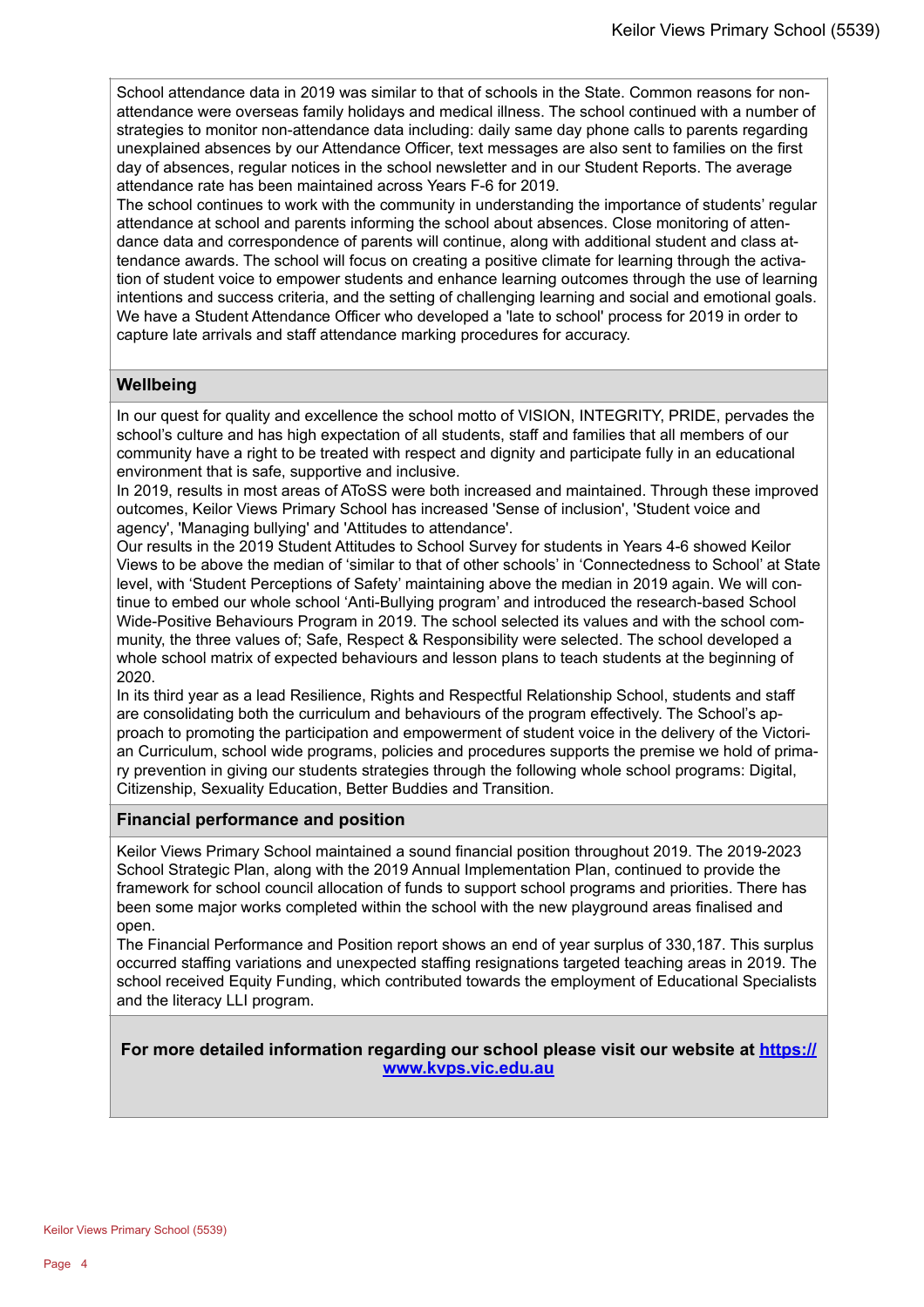School attendance data in 2019 was similar to that of schools in the State. Common reasons for non-attendance were overseas family holidays and medical illness. The school continued with a number of strategies to monitor non-attendance data including: daily same day phone calls to parents regarding unexplained absences by our Attendance Officer, text messages are also sent to families on the first day of absences, regular notices in the school newsletter and in our Student Reports. The average attendance rate has been maintained across Years F-6 for 2019.
The school continues to work with the community in understanding the importance of students' regular attendance at school and parents informing the school about absences. Close monitoring of attendance data and correspondence of parents will continue, along with additional student and class attendance awards. The school will focus on creating a positive climate for learning through the activation of student voice to empower students and enhance learning outcomes through the use of learning intentions and success criteria, and the setting of challenging learning and social and emotional goals. We have a Student Attendance Officer who developed a 'late to school' process for 2019 in order to capture late arrivals and staff attendance marking procedures for accuracy.

## Wellbeing

In our quest for quality and excellence the school motto of VISION, INTEGRITY, PRIDE, pervades the school's culture and has high expectation of all students, staff and families that all members of our community have a right to be treated with respect and dignity and participate fully in an educational environment that is safe, supportive and inclusive.
In 2019, results in most areas of AToSS were both increased and maintained. Through these improved outcomes, Keilor Views Primary School has increased 'Sense of inclusion', 'Student voice and agency', 'Managing bullying' and 'Attitudes to attendance'.
Our results in the 2019 Student Attitudes to School Survey for students in Years 4-6 showed Keilor Views to be above the median of 'similar to that of other schools' in 'Connectedness to School' at State level, with 'Student Perceptions of Safety' maintaining above the median in 2019 again. We will continue to embed our whole school 'Anti-Bullying program' and introduced the research-based School Wide-Positive Behaviours Program in 2019. The school selected its values and with the school community, the three values of; Safe, Respect & Responsibility were selected. The school developed a whole school matrix of expected behaviours and lesson plans to teach students at the beginning of 2020.
In its third year as a lead Resilience, Rights and Respectful Relationship School, students and staff are consolidating both the curriculum and behaviours of the program effectively. The School's approach to promoting the participation and empowerment of student voice in the delivery of the Victorian Curriculum, school wide programs, policies and procedures supports the premise we hold of primary prevention in giving our students strategies through the following whole school programs: Digital, Citizenship, Sexuality Education, Better Buddies and Transition.

## Financial performance and position

Keilor Views Primary School maintained a sound financial position throughout 2019. The 2019-2023 School Strategic Plan, along with the 2019 Annual Implementation Plan, continued to provide the framework for school council allocation of funds to support school programs and priorities. There has been some major works completed within the school with the new playground areas finalised and open.
The Financial Performance and Position report shows an end of year surplus of 330,187. This surplus occurred staffing variations and unexpected staffing resignations targeted teaching areas in 2019. The school received Equity Funding, which contributed towards the employment of Educational Specialists and the literacy LLI program.

**For more detailed information regarding our school please visit our website at [https://www.kvps.vic.edu.au](https://www.kvps.vic.edu.au)**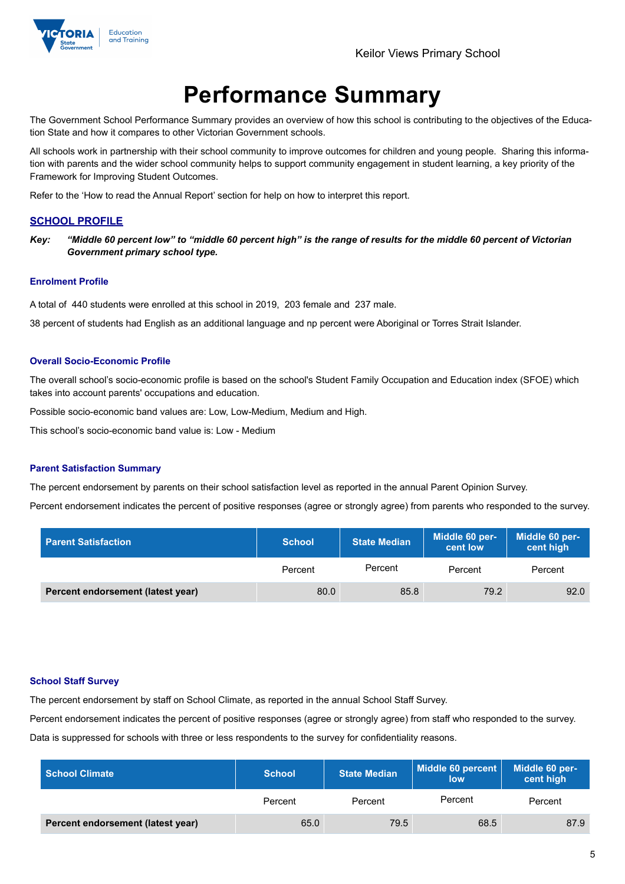Keilor Views Primary School

# Performance Summary

The Government School Performance Summary provides an overview of how this school is contributing to the objectives of the Education State and how it compares to other Victorian Government schools.

All schools work in partnership with their school community to improve outcomes for children and young people. Sharing this information with parents and the wider school community helps to support community engagement in student learning, a key priority of the Framework for Improving Student Outcomes.

Refer to the 'How to read the Annual Report' section for help on how to interpret this report.

## SCHOOL PROFILE

***Key:*** ***"Middle 60 percent low" to "middle 60 percent high" is the range of results for the middle 60 percent of Victorian Government primary school type.***

### Enrolment Profile

A total of 440 students were enrolled at this school in 2019, 203 female and 237 male.

38 percent of students had English as an additional language and np percent were Aboriginal or Torres Strait Islander.

### Overall Socio-Economic Profile

The overall school's socio-economic profile is based on the school's Student Family Occupation and Education index (SFOE) which takes into account parents' occupations and education.

Possible socio-economic band values are: Low, Low-Medium, Medium and High.

This school's socio-economic band value is: Low - Medium

### Parent Satisfaction Summary

The percent endorsement by parents on their school satisfaction level as reported in the annual Parent Opinion Survey.

Percent endorsement indicates the percent of positive responses (agree or strongly agree) from parents who responded to the survey.

| Parent Satisfaction | School | State Median | Middle 60 percent low | Middle 60 percent high |
|---|---|---|---|---|
| | Percent | Percent | Percent | Percent |
| **Percent endorsement (latest year)** | 80.0 | 85.8 | 79.2 | 92.0 |

### School Staff Survey

The percent endorsement by staff on School Climate, as reported in the annual School Staff Survey.

Percent endorsement indicates the percent of positive responses (agree or strongly agree) from staff who responded to the survey.

Data is suppressed for schools with three or less respondents to the survey for confidentiality reasons.

| School Climate | School | State Median | Middle 60 percent low | Middle 60 percent high |
|---|---|---|---|---|
| | Percent | Percent | Percent | Percent |
| **Percent endorsement (latest year)** | 65.0 | 79.5 | 68.5 | 87.9 |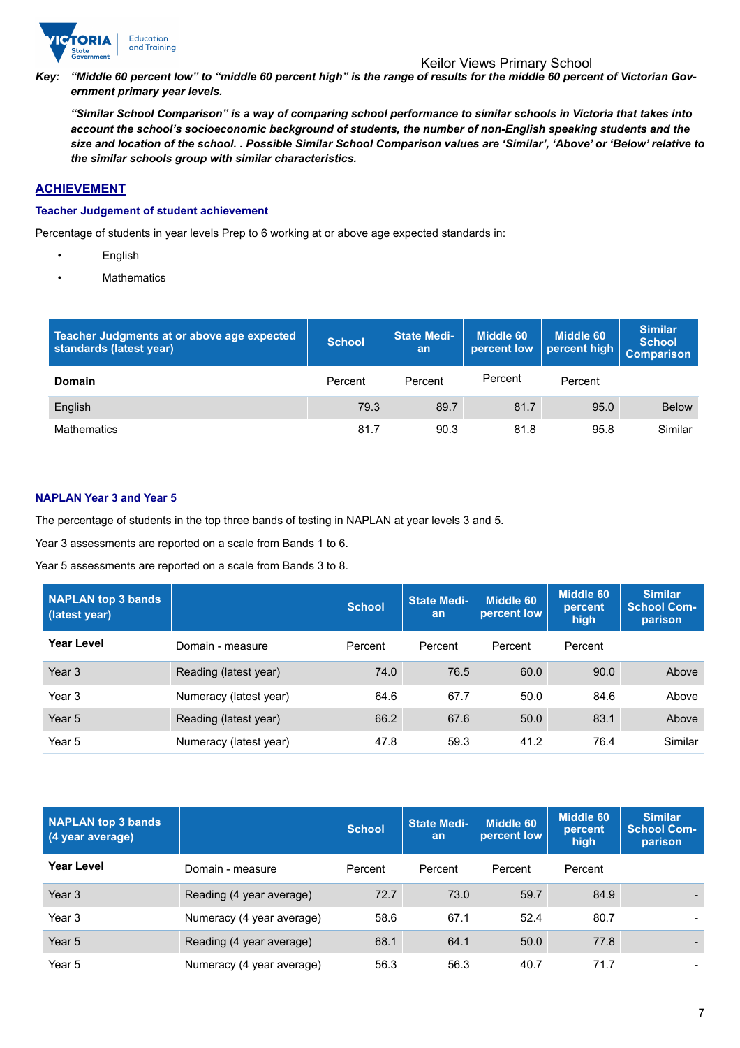Keilor Views Primary School

***Key:*** ***"Middle 60 percent low" to "middle 60 percent high" is the range of results for the middle 60 percent of Victorian Government primary year levels.***

***"Similar School Comparison" is a way of comparing school performance to similar schools in Victoria that takes into account the school's socioeconomic background of students, the number of non-English speaking students and the size and location of the school. . Possible Similar School Comparison values are 'Similar', 'Above' or 'Below' relative to the similar schools group with similar characteristics.***

## ACHIEVEMENT

### Teacher Judgement of student achievement

Percentage of students in year levels Prep to 6 working at or above age expected standards in:

- English
- Mathematics

| Teacher Judgments at or above age expected standards (latest year) | School | State Median | Middle 60 percent low | Middle 60 percent high | Similar School Comparison |
|---|---|---|---|---|---|
| **Domain** | Percent | Percent | Percent | Percent | |
| English | 79.3 | 89.7 | 81.7 | 95.0 | Below |
| Mathematics | 81.7 | 90.3 | 81.8 | 95.8 | Similar |

### NAPLAN Year 3 and Year 5

The percentage of students in the top three bands of testing in NAPLAN at year levels 3 and 5.

Year 3 assessments are reported on a scale from Bands 1 to 6.

Year 5 assessments are reported on a scale from Bands 3 to 8.

| NAPLAN top 3 bands (latest year) | | School | State Median | Middle 60 percent low | Middle 60 percent high | Similar School Comparison |
|---|---|---|---|---|---|---|
| **Year Level** | Domain - measure | Percent | Percent | Percent | Percent | |
| Year 3 | Reading (latest year) | 74.0 | 76.5 | 60.0 | 90.0 | Above |
| Year 3 | Numeracy (latest year) | 64.6 | 67.7 | 50.0 | 84.6 | Above |
| Year 5 | Reading (latest year) | 66.2 | 67.6 | 50.0 | 83.1 | Above |
| Year 5 | Numeracy (latest year) | 47.8 | 59.3 | 41.2 | 76.4 | Similar |

| NAPLAN top 3 bands (4 year average) | | School | State Median | Middle 60 percent low | Middle 60 percent high | Similar School Comparison |
|---|---|---|---|---|---|---|
| **Year Level** | Domain - measure | Percent | Percent | Percent | Percent | |
| Year 3 | Reading (4 year average) | 72.7 | 73.0 | 59.7 | 84.9 | - |
| Year 3 | Numeracy (4 year average) | 58.6 | 67.1 | 52.4 | 80.7 | - |
| Year 5 | Reading (4 year average) | 68.1 | 64.1 | 50.0 | 77.8 | - |
| Year 5 | Numeracy (4 year average) | 56.3 | 56.3 | 40.7 | 71.7 | - |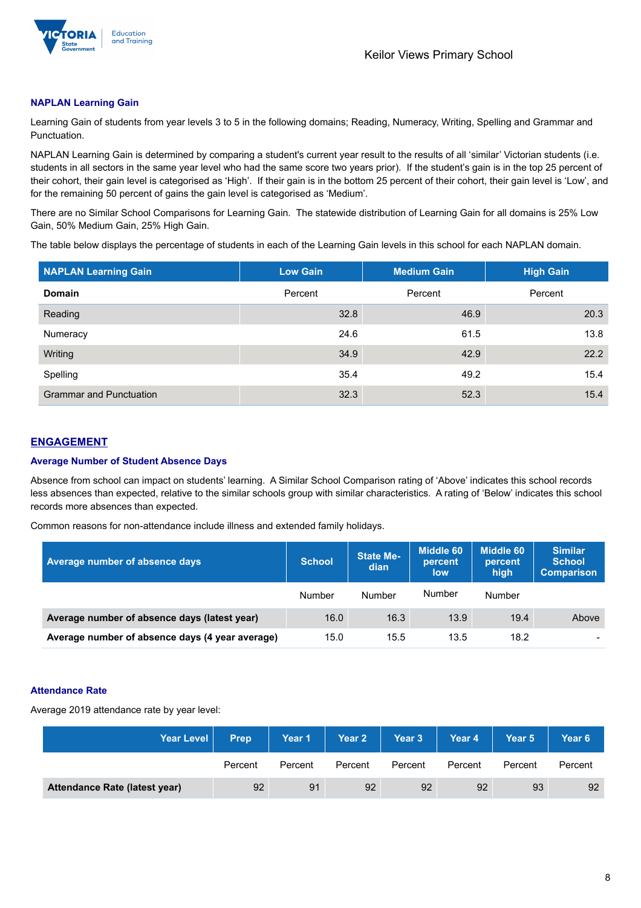### NAPLAN Learning Gain

Learning Gain of students from year levels 3 to 5 in the following domains; Reading, Numeracy, Writing, Spelling and Grammar and Punctuation.

NAPLAN Learning Gain is determined by comparing a student's current year result to the results of all 'similar' Victorian students (i.e. students in all sectors in the same year level who had the same score two years prior). If the student's gain is in the top 25 percent of their cohort, their gain level is categorised as 'High'. If their gain is in the bottom 25 percent of their cohort, their gain level is 'Low', and for the remaining 50 percent of gains the gain level is categorised as 'Medium'.

There are no Similar School Comparisons for Learning Gain. The statewide distribution of Learning Gain for all domains is 25% Low Gain, 50% Medium Gain, 25% High Gain.

The table below displays the percentage of students in each of the Learning Gain levels in this school for each NAPLAN domain.

| NAPLAN Learning Gain | Low Gain | Medium Gain | High Gain |
|---|---|---|---|
| **Domain** | Percent | Percent | Percent |
| Reading | 32.8 | 46.9 | 20.3 |
| Numeracy | 24.6 | 61.5 | 13.8 |
| Writing | 34.9 | 42.9 | 22.2 |
| Spelling | 35.4 | 49.2 | 15.4 |
| Grammar and Punctuation | 32.3 | 52.3 | 15.4 |

## ENGAGEMENT

### Average Number of Student Absence Days

Absence from school can impact on students' learning. A Similar School Comparison rating of 'Above' indicates this school records less absences than expected, relative to the similar schools group with similar characteristics. A rating of 'Below' indicates this school records more absences than expected.

Common reasons for non-attendance include illness and extended family holidays.

| Average number of absence days | School | State Median | Middle 60 percent low | Middle 60 percent high | Similar School Comparison |
|---|---|---|---|---|---|
| | Number | Number | Number | Number | |
| **Average number of absence days (latest year)** | 16.0 | 16.3 | 13.9 | 19.4 | Above |
| **Average number of absence days (4 year average)** | 15.0 | 15.5 | 13.5 | 18.2 | - |

### Attendance Rate

Average 2019 attendance rate by year level:

| Year Level | Prep | Year 1 | Year 2 | Year 3 | Year 4 | Year 5 | Year 6 |
|---|---|---|---|---|---|---|---|
| | Percent | Percent | Percent | Percent | Percent | Percent | Percent |
| **Attendance Rate (latest year)** | 92 | 91 | 92 | 92 | 92 | 93 | 92 |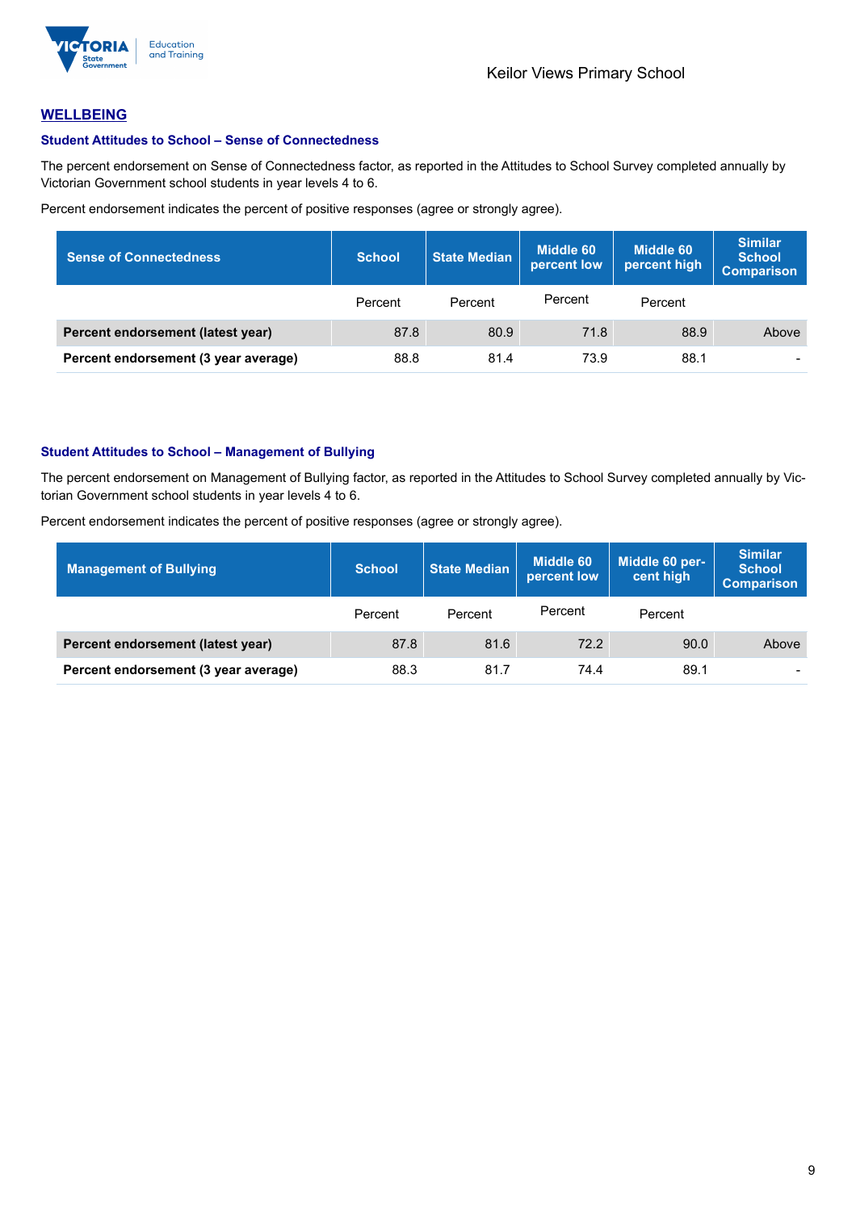## WELLBEING

### Student Attitudes to School – Sense of Connectedness

The percent endorsement on Sense of Connectedness factor, as reported in the Attitudes to School Survey completed annually by Victorian Government school students in year levels 4 to 6.

Percent endorsement indicates the percent of positive responses (agree or strongly agree).

| Sense of Connectedness | School | State Median | Middle 60 percent low | Middle 60 percent high | Similar School Comparison |
|---|---|---|---|---|---|
| | Percent | Percent | Percent | Percent | |
| **Percent endorsement (latest year)** | 87.8 | 80.9 | 71.8 | 88.9 | Above |
| **Percent endorsement (3 year average)** | 88.8 | 81.4 | 73.9 | 88.1 | - |

### Student Attitudes to School – Management of Bullying

The percent endorsement on Management of Bullying factor, as reported in the Attitudes to School Survey completed annually by Victorian Government school students in year levels 4 to 6.

Percent endorsement indicates the percent of positive responses (agree or strongly agree).

| Management of Bullying | School | State Median | Middle 60 percent low | Middle 60 percent high | Similar School Comparison |
|---|---|---|---|---|---|
| | Percent | Percent | Percent | Percent | |
| **Percent endorsement (latest year)** | 87.8 | 81.6 | 72.2 | 90.0 | Above |
| **Percent endorsement (3 year average)** | 88.3 | 81.7 | 74.4 | 89.1 | - |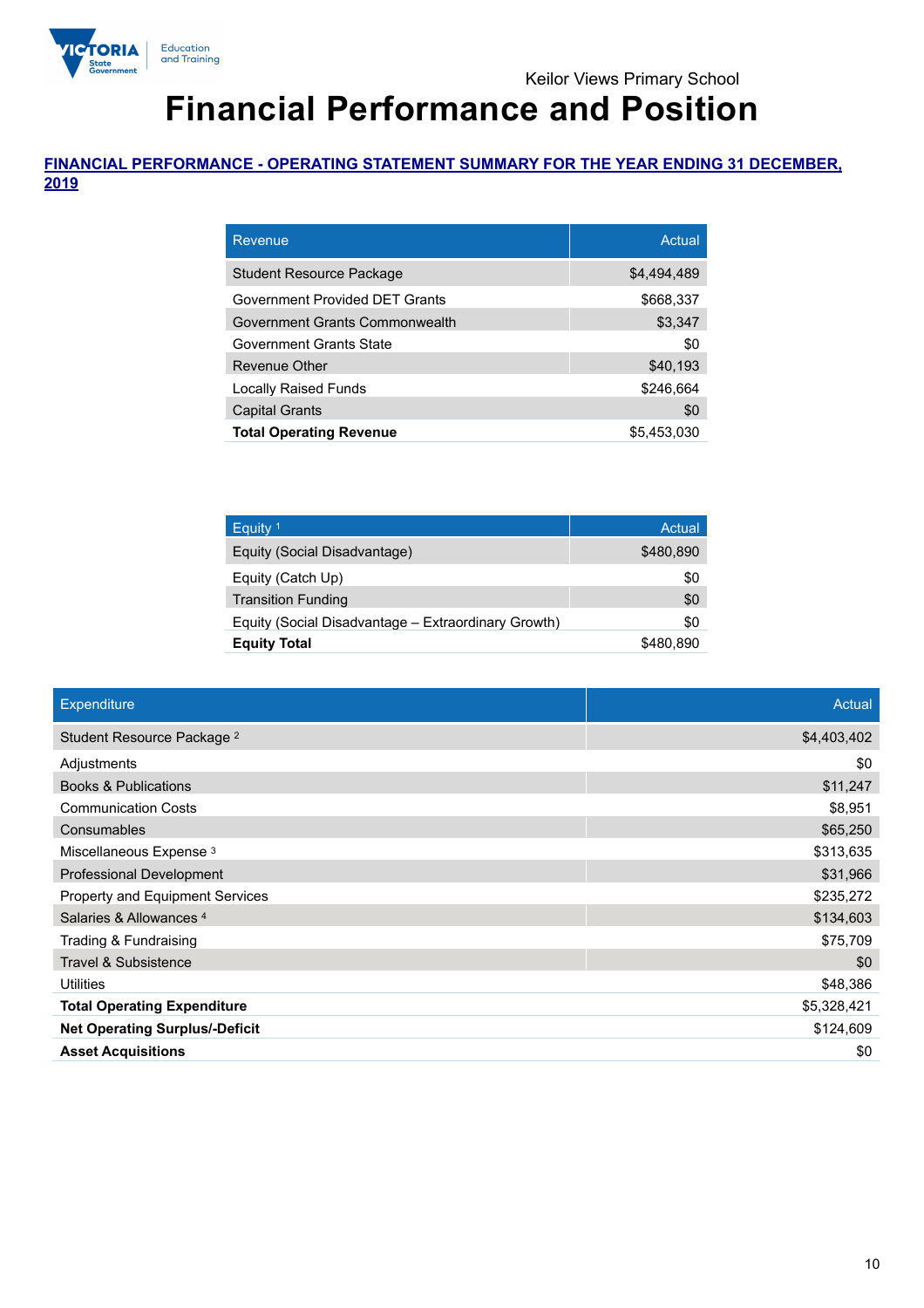Keilor Views Primary School

# Financial Performance and Position

**FINANCIAL PERFORMANCE - OPERATING STATEMENT SUMMARY FOR THE YEAR ENDING 31 DECEMBER, 2019**

| Revenue | Actual |
|---|---|
| Student Resource Package | $4,494,489 |
| Government Provided DET Grants | $668,337 |
| Government Grants Commonwealth | $3,347 |
| Government Grants State | $0 |
| Revenue Other | $40,193 |
| Locally Raised Funds | $246,664 |
| Capital Grants | $0 |
| **Total Operating Revenue** | $5,453,030 |

| Equity [1] | Actual |
|---|---|
| Equity (Social Disadvantage) | $480,890 |
| Equity (Catch Up) | $0 |
| Transition Funding | $0 |
| Equity (Social Disadvantage – Extraordinary Growth) | $0 |
| **Equity Total** | $480,890 |

| Expenditure | Actual |
|---|---|
| Student Resource Package [2] | $4,403,402 |
| Adjustments | $0 |
| Books & Publications | $11,247 |
| Communication Costs | $8,951 |
| Consumables | $65,250 |
| Miscellaneous Expense [3] | $313,635 |
| Professional Development | $31,966 |
| Property and Equipment Services | $235,272 |
| Salaries & Allowances [4] | $134,603 |
| Trading & Fundraising | $75,709 |
| Travel & Subsistence | $0 |
| Utilities | $48,386 |
| **Total Operating Expenditure** | $5,328,421 |
| **Net Operating Surplus/-Deficit** | $124,609 |
| **Asset Acquisitions** | $0 |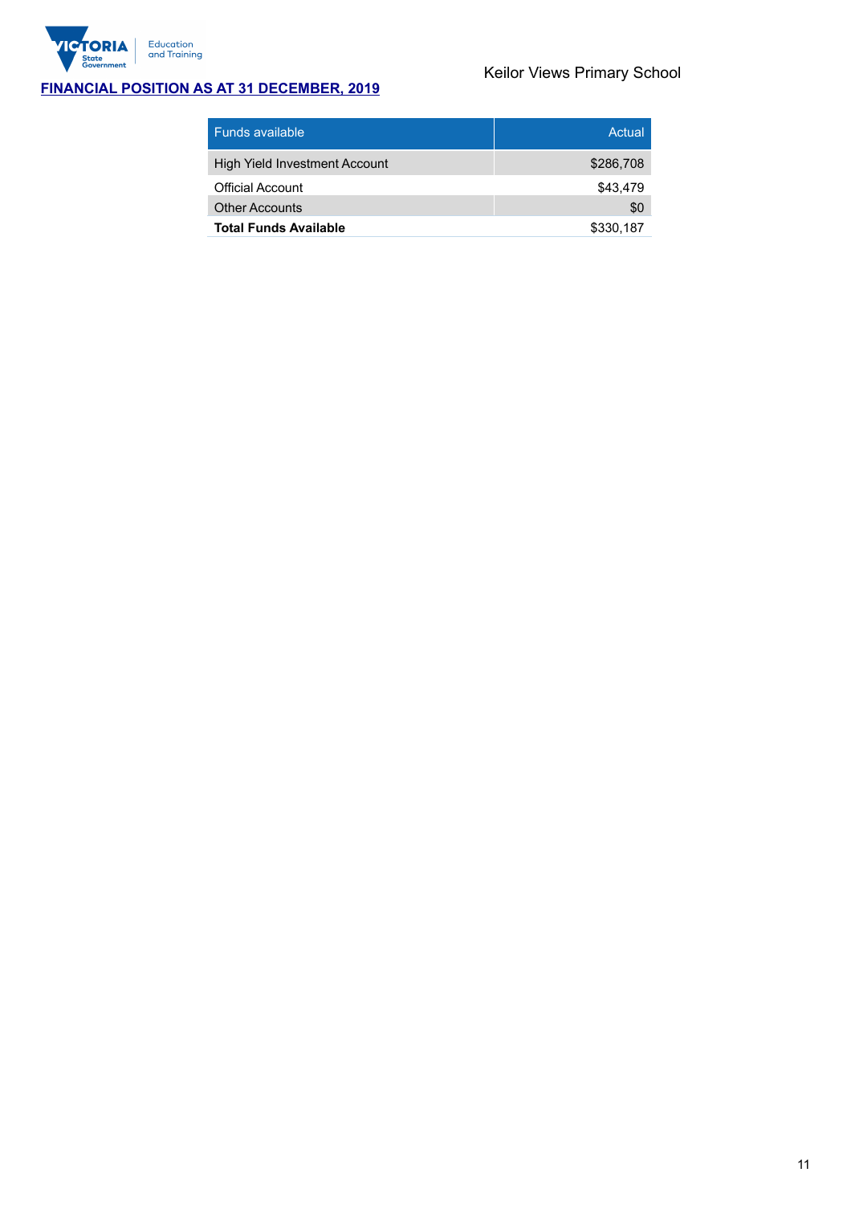Keilor Views Primary School

## FINANCIAL POSITION AS AT 31 DECEMBER, 2019

| Funds available | Actual |
|---|---|
| High Yield Investment Account | $286,708 |
| Official Account | $43,479 |
| Other Accounts | $0 |
| **Total Funds Available** | $330,187 |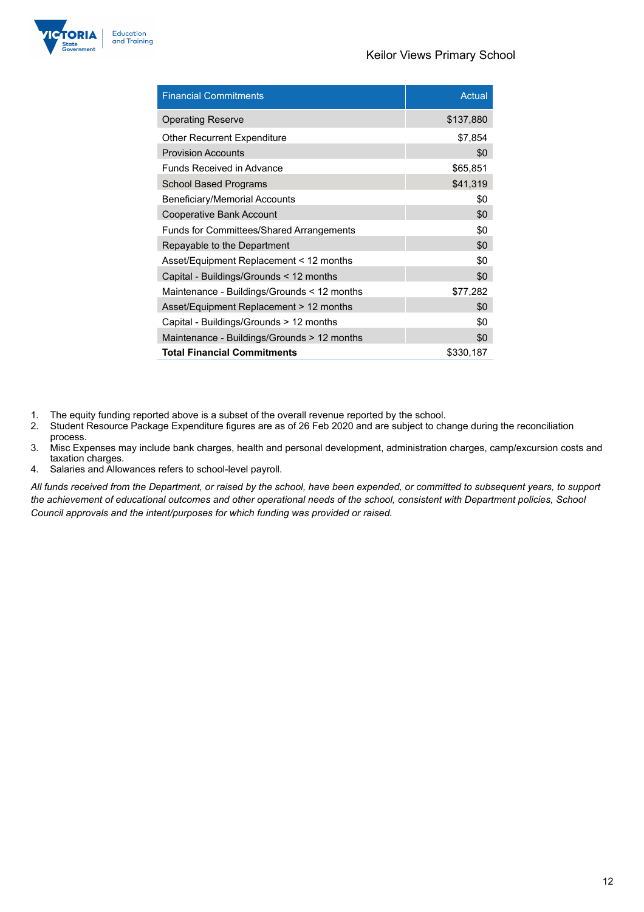| Financial Commitments | Actual |
| --- | --- |
| Operating Reserve | $137,880 |
| Other Recurrent Expenditure | $7,854 |
| Provision Accounts | $0 |
| Funds Received in Advance | $65,851 |
| School Based Programs | $41,319 |
| Beneficiary/Memorial Accounts | $0 |
| Cooperative Bank Account | $0 |
| Funds for Committees/Shared Arrangements | $0 |
| Repayable to the Department | $0 |
| Asset/Equipment Replacement < 12 months | $0 |
| Capital - Buildings/Grounds < 12 months | $0 |
| Maintenance - Buildings/Grounds < 12 months | $77,282 |
| Asset/Equipment Replacement > 12 months | $0 |
| Capital - Buildings/Grounds > 12 months | $0 |
| Maintenance - Buildings/Grounds > 12 months | $0 |
| **Total Financial Commitments** | $330,187 |

1. The equity funding reported above is a subset of the overall revenue reported by the school.
2. Student Resource Package Expenditure figures are as of 26 Feb 2020 and are subject to change during the reconciliation process.
3. Misc Expenses may include bank charges, health and personal development, administration charges, camp/excursion costs and taxation charges.
4. Salaries and Allowances refers to school-level payroll.

*All funds received from the Department, or raised by the school, have been expended, or committed to subsequent years, to support the achievement of educational outcomes and other operational needs of the school, consistent with Department policies, School Council approvals and the intent/purposes for which funding was provided or raised.*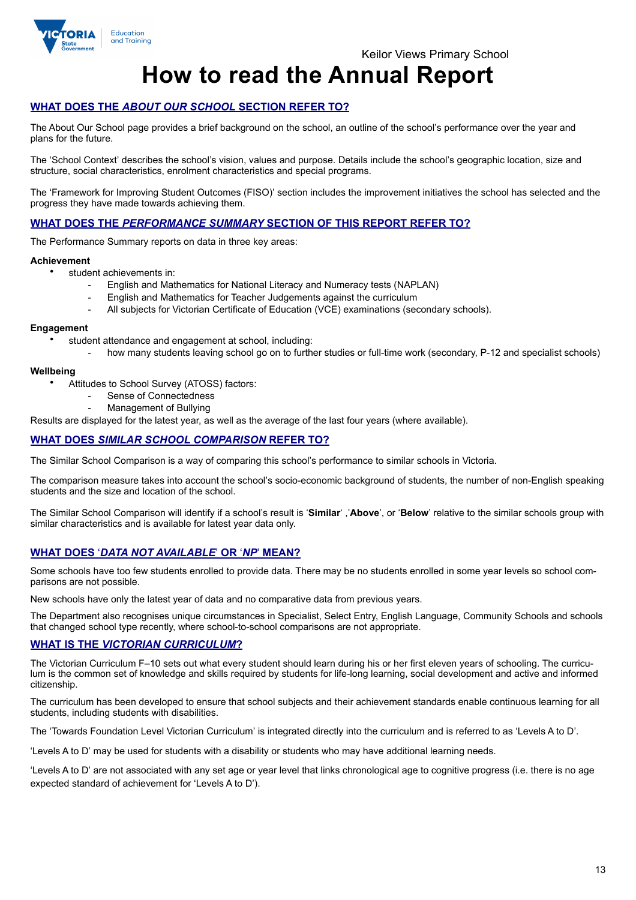Keilor Views Primary School

# How to read the Annual Report

## WHAT DOES THE *ABOUT OUR SCHOOL* SECTION REFER TO?

The About Our School page provides a brief background on the school, an outline of the school's performance over the year and plans for the future.

The 'School Context' describes the school's vision, values and purpose. Details include the school's geographic location, size and structure, social characteristics, enrolment characteristics and special programs.

The 'Framework for Improving Student Outcomes (FISO)' section includes the improvement initiatives the school has selected and the progress they have made towards achieving them.

## WHAT DOES THE *PERFORMANCE SUMMARY* SECTION OF THIS REPORT REFER TO?

The Performance Summary reports on data in three key areas:

**Achievement**

- student achievements in:
  - English and Mathematics for National Literacy and Numeracy tests (NAPLAN)
  - English and Mathematics for Teacher Judgements against the curriculum
  - All subjects for Victorian Certificate of Education (VCE) examinations (secondary schools).

**Engagement**

- student attendance and engagement at school, including:
  - how many students leaving school go on to further studies or full-time work (secondary, P-12 and specialist schools)

**Wellbeing**

- Attitudes to School Survey (ATOSS) factors:
  - Sense of Connectedness
  - Management of Bullying

Results are displayed for the latest year, as well as the average of the last four years (where available).

## WHAT DOES *SIMILAR SCHOOL COMPARISON* REFER TO?

The Similar School Comparison is a way of comparing this school's performance to similar schools in Victoria.

The comparison measure takes into account the school's socio-economic background of students, the number of non-English speaking students and the size and location of the school.

The Similar School Comparison will identify if a school's result is '**Similar**' ,'**Above**', or '**Below**' relative to the similar schools group with similar characteristics and is available for latest year data only.

## WHAT DOES '*DATA NOT AVAILABLE*' OR '*NP*' MEAN?

Some schools have too few students enrolled to provide data. There may be no students enrolled in some year levels so school comparisons are not possible.

New schools have only the latest year of data and no comparative data from previous years.

The Department also recognises unique circumstances in Specialist, Select Entry, English Language, Community Schools and schools that changed school type recently, where school-to-school comparisons are not appropriate.

## WHAT IS THE *VICTORIAN CURRICULUM*?

The Victorian Curriculum F–10 sets out what every student should learn during his or her first eleven years of schooling. The curriculum is the common set of knowledge and skills required by students for life-long learning, social development and active and informed citizenship.

The curriculum has been developed to ensure that school subjects and their achievement standards enable continuous learning for all students, including students with disabilities.

The 'Towards Foundation Level Victorian Curriculum' is integrated directly into the curriculum and is referred to as 'Levels A to D'.

'Levels A to D' may be used for students with a disability or students who may have additional learning needs.

'Levels A to D' are not associated with any set age or year level that links chronological age to cognitive progress (i.e. there is no age expected standard of achievement for 'Levels A to D').